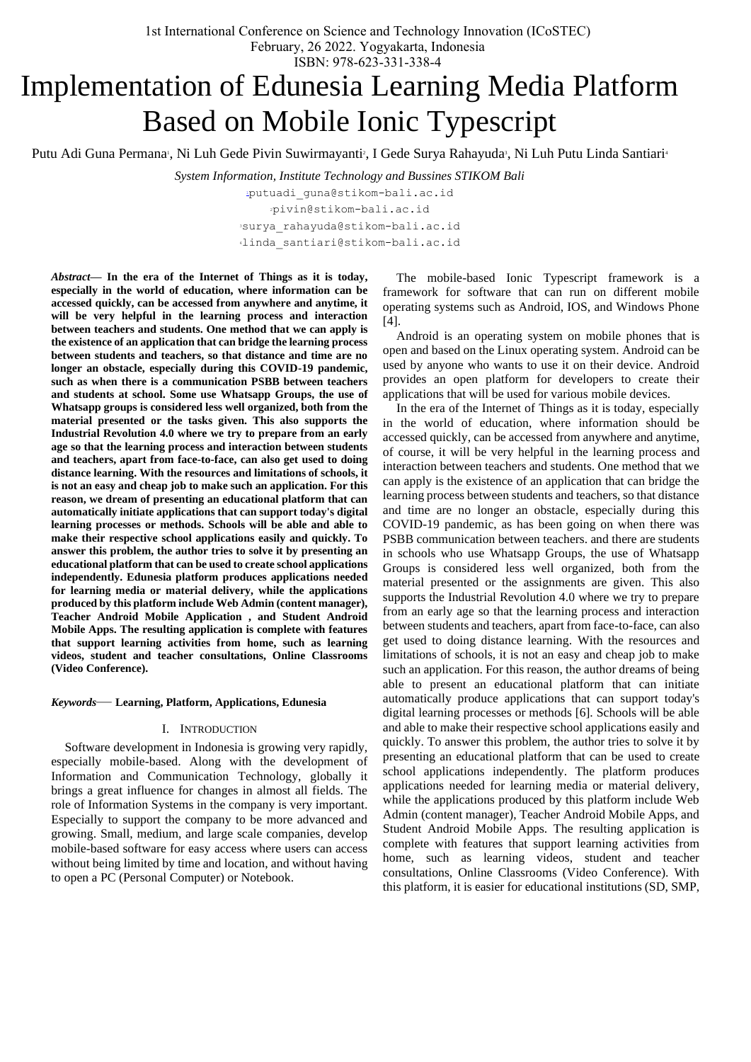# Implementation of Edunesia Learning Media Platform Based on Mobile Ionic Typescript

Putu Adi Guna Permana[1], Ni Luh Gede Pivin Suwirmayanti[2], I Gede Surya Rahayuda[3], Ni Luh Putu Linda Santiari[4]

*System Information, Institute Technology and Bussines STIKOM Bali*

[1]putuadi_guna@stikom-bali.ac.id
[2]pivin@stikom-bali.ac.id
[3]surya_rahayuda@stikom-bali.ac.id
[4]linda_santiari@stikom-bali.ac.id

***Abstract*— In the era of the Internet of Things as it is today, especially in the world of education, where information can be accessed quickly, can be accessed from anywhere and anytime, it will be very helpful in the learning process and interaction between teachers and students. One method that we can apply is the existence of an application that can bridge the learning process between students and teachers, so that distance and time are no longer an obstacle, especially during this COVID-19 pandemic, such as when there is a communication PSBB between teachers and students at school. Some use Whatsapp Groups, the use of Whatsapp groups is considered less well organized, both from the material presented or the tasks given. This also supports the Industrial Revolution 4.0 where we try to prepare from an early age so that the learning process and interaction between students and teachers, apart from face-to-face, can also get used to doing distance learning. With the resources and limitations of schools, it is not an easy and cheap job to make such an application. For this reason, we dream of presenting an educational platform that can automatically initiate applications that can support today's digital learning processes or methods. Schools will be able and able to make their respective school applications easily and quickly. To answer this problem, the author tries to solve it by presenting an educational platform that can be used to create school applications independently. Edunesia platform produces applications needed for learning media or material delivery, while the applications produced by this platform include Web Admin (content manager), Teacher Android Mobile Application , and Student Android Mobile Apps. The resulting application is complete with features that support learning activities from home, such as learning videos, student and teacher consultations, Online Classrooms (Video Conference).**

***Keywords*— Learning, Platform, Applications, Edunesia**

## I. Introduction

Software development in Indonesia is growing very rapidly, especially mobile-based. Along with the development of Information and Communication Technology, globally it brings a great influence for changes in almost all fields. The role of Information Systems in the company is very important. Especially to support the company to be more advanced and growing. Small, medium, and large scale companies, develop mobile-based software for easy access where users can access without being limited by time and location, and without having to open a PC (Personal Computer) or Notebook.

The mobile-based Ionic Typescript framework is a framework for software that can run on different mobile operating systems such as Android, IOS, and Windows Phone [4].

Android is an operating system on mobile phones that is open and based on the Linux operating system. Android can be used by anyone who wants to use it on their device. Android provides an open platform for developers to create their applications that will be used for various mobile devices.

In the era of the Internet of Things as it is today, especially in the world of education, where information should be accessed quickly, can be accessed from anywhere and anytime, of course, it will be very helpful in the learning process and interaction between teachers and students. One method that we can apply is the existence of an application that can bridge the learning process between students and teachers, so that distance and time are no longer an obstacle, especially during this COVID-19 pandemic, as has been going on when there was PSBB communication between teachers. and there are students in schools who use Whatsapp Groups, the use of Whatsapp Groups is considered less well organized, both from the material presented or the assignments are given. This also supports the Industrial Revolution 4.0 where we try to prepare from an early age so that the learning process and interaction between students and teachers, apart from face-to-face, can also get used to doing distance learning. With the resources and limitations of schools, it is not an easy and cheap job to make such an application. For this reason, the author dreams of being able to present an educational platform that can initiate automatically produce applications that can support today's digital learning processes or methods [6]. Schools will be able and able to make their respective school applications easily and quickly. To answer this problem, the author tries to solve it by presenting an educational platform that can be used to create school applications independently. The platform produces applications needed for learning media or material delivery, while the applications produced by this platform include Web Admin (content manager), Teacher Android Mobile Apps, and Student Android Mobile Apps. The resulting application is complete with features that support learning activities from home, such as learning videos, student and teacher consultations, Online Classrooms (Video Conference). With this platform, it is easier for educational institutions (SD, SMP,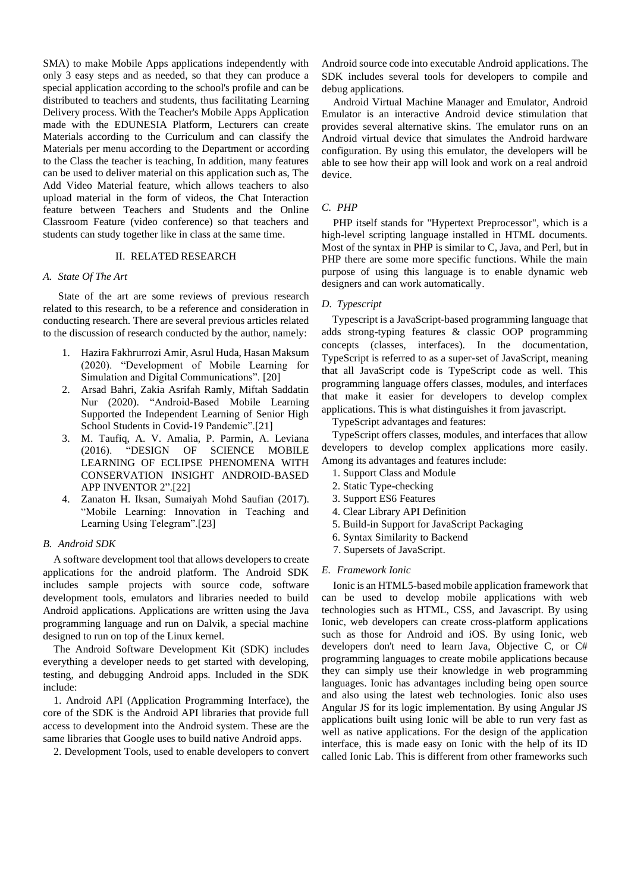SMA) to make Mobile Apps applications independently with only 3 easy steps and as needed, so that they can produce a special application according to the school's profile and can be distributed to teachers and students, thus facilitating Learning Delivery process. With the Teacher's Mobile Apps Application made with the EDUNESIA Platform, Lecturers can create Materials according to the Curriculum and can classify the Materials per menu according to the Department or according to the Class the teacher is teaching, In addition, many features can be used to deliver material on this application such as, The Add Video Material feature, which allows teachers to also upload material in the form of videos, the Chat Interaction feature between Teachers and Students and the Online Classroom Feature (video conference) so that teachers and students can study together like in class at the same time.

## II. RELATED RESEARCH

### *A. State Of The Art*

State of the art are some reviews of previous research related to this research, to be a reference and consideration in conducting research. There are several previous articles related to the discussion of research conducted by the author, namely:

1. Hazira Fakhrurrozi Amir, Asrul Huda, Hasan Maksum (2020). "Development of Mobile Learning for Simulation and Digital Communications". [20]
2. Arsad Bahri, Zakia Asrifah Ramly, Miftah Saddatin Nur (2020). "Android-Based Mobile Learning Supported the Independent Learning of Senior High School Students in Covid-19 Pandemic".[21]
3. M. Taufiq, A. V. Amalia, P. Parmin, A. Leviana (2016). "DESIGN OF SCIENCE MOBILE LEARNING OF ECLIPSE PHENOMENA WITH CONSERVATION INSIGHT ANDROID-BASED APP INVENTOR 2".[22]
4. Zanaton H. Iksan, Sumaiyah Mohd Saufian (2017). "Mobile Learning: Innovation in Teaching and Learning Using Telegram".[23]

### *B. Android SDK*

A software development tool that allows developers to create applications for the android platform. The Android SDK includes sample projects with source code, software development tools, emulators and libraries needed to build Android applications. Applications are written using the Java programming language and run on Dalvik, a special machine designed to run on top of the Linux kernel.

The Android Software Development Kit (SDK) includes everything a developer needs to get started with developing, testing, and debugging Android apps. Included in the SDK include:

1. Android API (Application Programming Interface), the core of the SDK is the Android API libraries that provide full access to development into the Android system. These are the same libraries that Google uses to build native Android apps.

2. Development Tools, used to enable developers to convert Android source code into executable Android applications. The SDK includes several tools for developers to compile and debug applications.

Android Virtual Machine Manager and Emulator, Android Emulator is an interactive Android device stimulation that provides several alternative skins. The emulator runs on an Android virtual device that simulates the Android hardware configuration. By using this emulator, the developers will be able to see how their app will look and work on a real android device.

### *C. PHP*

PHP itself stands for "Hypertext Preprocessor", which is a high-level scripting language installed in HTML documents. Most of the syntax in PHP is similar to C, Java, and Perl, but in PHP there are some more specific functions. While the main purpose of using this language is to enable dynamic web designers and can work automatically.

### *D. Typescript*

Typescript is a JavaScript-based programming language that adds strong-typing features & classic OOP programming concepts (classes, interfaces). In the documentation, TypeScript is referred to as a super-set of JavaScript, meaning that all JavaScript code is TypeScript code as well. This programming language offers classes, modules, and interfaces that make it easier for developers to develop complex applications. This is what distinguishes it from javascript.

TypeScript advantages and features:

TypeScript offers classes, modules, and interfaces that allow developers to develop complex applications more easily. Among its advantages and features include:

1. Support Class and Module
2. Static Type-checking
3. Support ES6 Features
4. Clear Library API Definition
5. Build-in Support for JavaScript Packaging
6. Syntax Similarity to Backend
7. Supersets of JavaScript.

### *E. Framework Ionic*

Ionic is an HTML5-based mobile application framework that can be used to develop mobile applications with web technologies such as HTML, CSS, and Javascript. By using Ionic, web developers can create cross-platform applications such as those for Android and iOS. By using Ionic, web developers don't need to learn Java, Objective C, or C# programming languages to create mobile applications because they can simply use their knowledge in web programming languages. Ionic has advantages including being open source and also using the latest web technologies. Ionic also uses Angular JS for its logic implementation. By using Angular JS applications built using Ionic will be able to run very fast as well as native applications. For the design of the application interface, this is made easy on Ionic with the help of its ID called Ionic Lab. This is different from other frameworks such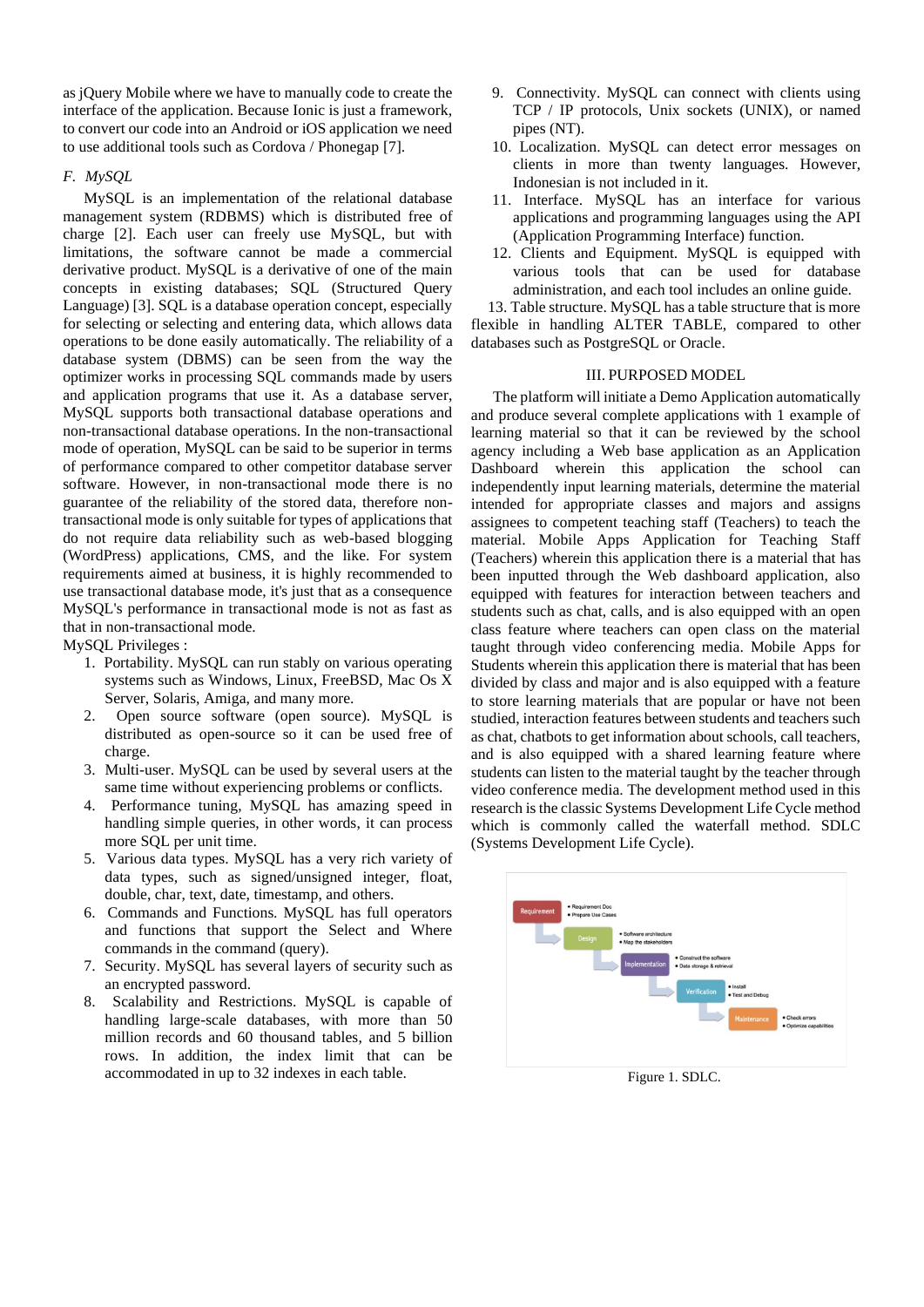as jQuery Mobile where we have to manually code to create the interface of the application. Because Ionic is just a framework, to convert our code into an Android or iOS application we need to use additional tools such as Cordova / Phonegap [7].

### F. *MySQL*

MySQL is an implementation of the relational database management system (RDBMS) which is distributed free of charge [2]. Each user can freely use MySQL, but with limitations, the software cannot be made a commercial derivative product. MySQL is a derivative of one of the main concepts in existing databases; SQL (Structured Query Language) [3]. SQL is a database operation concept, especially for selecting or selecting and entering data, which allows data operations to be done easily automatically. The reliability of a database system (DBMS) can be seen from the way the optimizer works in processing SQL commands made by users and application programs that use it. As a database server, MySQL supports both transactional database operations and non-transactional database operations. In the non-transactional mode of operation, MySQL can be said to be superior in terms of performance compared to other competitor database server software. However, in non-transactional mode there is no guarantee of the reliability of the stored data, therefore non-transactional mode is only suitable for types of applications that do not require data reliability such as web-based blogging (WordPress) applications, CMS, and the like. For system requirements aimed at business, it is highly recommended to use transactional database mode, it's just that as a consequence MySQL's performance in transactional mode is not as fast as that in non-transactional mode.

MySQL Privileges :

1. Portability. MySQL can run stably on various operating systems such as Windows, Linux, FreeBSD, Mac Os X Server, Solaris, Amiga, and many more.
2. Open source software (open source). MySQL is distributed as open-source so it can be used free of charge.
3. Multi-user. MySQL can be used by several users at the same time without experiencing problems or conflicts.
4. Performance tuning, MySQL has amazing speed in handling simple queries, in other words, it can process more SQL per unit time.
5. Various data types. MySQL has a very rich variety of data types, such as signed/unsigned integer, float, double, char, text, date, timestamp, and others.
6. Commands and Functions. MySQL has full operators and functions that support the Select and Where commands in the command (query).
7. Security. MySQL has several layers of security such as an encrypted password.
8. Scalability and Restrictions. MySQL is capable of handling large-scale databases, with more than 50 million records and 60 thousand tables, and 5 billion rows. In addition, the index limit that can be accommodated in up to 32 indexes in each table.
9. Connectivity. MySQL can connect with clients using TCP / IP protocols, Unix sockets (UNIX), or named pipes (NT).
10. Localization. MySQL can detect error messages on clients in more than twenty languages. However, Indonesian is not included in it.
11. Interface. MySQL has an interface for various applications and programming languages using the API (Application Programming Interface) function.
12. Clients and Equipment. MySQL is equipped with various tools that can be used for database administration, and each tool includes an online guide.
13. Table structure. MySQL has a table structure that is more flexible in handling ALTER TABLE, compared to other databases such as PostgreSQL or Oracle.

## III. PURPOSED MODEL

The platform will initiate a Demo Application automatically and produce several complete applications with 1 example of learning material so that it can be reviewed by the school agency including a Web base application as an Application Dashboard wherein this application the school can independently input learning materials, determine the material intended for appropriate classes and majors and assigns assignees to competent teaching staff (Teachers) to teach the material. Mobile Apps Application for Teaching Staff (Teachers) wherein this application there is a material that has been inputted through the Web dashboard application, also equipped with features for interaction between teachers and students such as chat, calls, and is also equipped with an open class feature where teachers can open class on the material taught through video conferencing media. Mobile Apps for Students wherein this application there is material that has been divided by class and major and is also equipped with a feature to store learning materials that are popular or have not been studied, interaction features between students and teachers such as chat, chatbots to get information about schools, call teachers, and is also equipped with a shared learning feature where students can listen to the material taught by the teacher through video conference media. The development method used in this research is the classic Systems Development Life Cycle method which is commonly called the waterfall method. SDLC (Systems Development Life Cycle).

Figure 1. SDLC.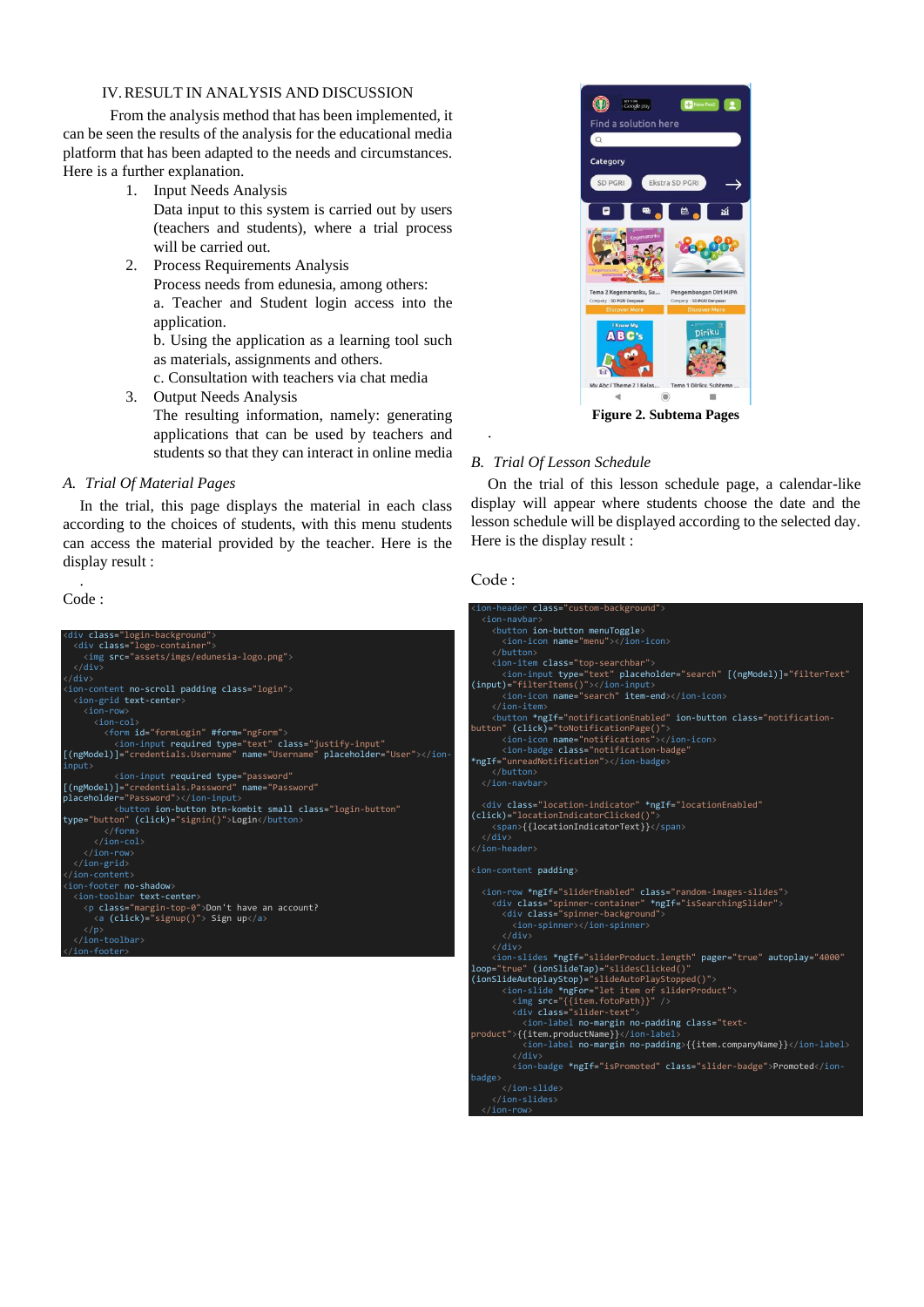## IV. RESULT IN ANALYSIS AND DISCUSSION

From the analysis method that has been implemented, it can be seen the results of the analysis for the educational media platform that has been adapted to the needs and circumstances. Here is a further explanation.

1. Input Needs Analysis
   Data input to this system is carried out by users (teachers and students), where a trial process will be carried out.
2. Process Requirements Analysis
   Process needs from edunesia, among others:
   a. Teacher and Student login access into the application.
   b. Using the application as a learning tool such as materials, assignments and others.
   c. Consultation with teachers via chat media
3. Output Needs Analysis
   The resulting information, namely: generating applications that can be used by teachers and students so that they can interact in online media

### A. Trial Of Material Pages

In the trial, this page displays the material in each class according to the choices of students, with this menu students can access the material provided by the teacher. Here is the display result :

.

Code :

```
<div class="login-background">
  <div class="logo-container">
    <img src="assets/imgs/edunesia-logo.png">
  </div>
</div>
<ion-content no-scroll padding class="login">
  <ion-grid text-center>
    <ion-row>
      <ion-col>
        <form id="formLogin" #form="ngForm">
          <ion-input required type="text" class="justify-input"
[(ngModel)]="credentials.Username" name="Username" placeholder="User"></ion-input>
          <ion-input required type="password"
[(ngModel)]="credentials.Password" name="Password"
placeholder="Password"></ion-input>
          <button ion-button btn-kombit small class="login-button"
type="button" (click)="signin()">Login</button>
        </form>
      </ion-col>
    </ion-row>
  </ion-grid>
</ion-content>
<ion-footer no-shadow>
  <ion-toolbar text-center>
    <p class="margin-top-0">Don't have an account?
      <a (click)="signup()"> Sign up</a>
    </p>
  </ion-toolbar>
</ion-footer>
```

**Figure 2. Subtema Pages**

.

### B. Trial Of Lesson Schedule

On the trial of this lesson schedule page, a calendar-like display will appear where students choose the date and the lesson schedule will be displayed according to the selected day. Here is the display result :

Code :

```
<ion-header class="custom-background">
  <ion-navbar>
    <button ion-button menuToggle>
      <ion-icon name="menu"></ion-icon>
    </button>
    <ion-item class="top-searchbar">
      <ion-input type="text" placeholder="search" [(ngModel)]="filterText"
(input)="filterItems()"></ion-input>
      <ion-icon name="search" item-end></ion-icon>
    </ion-item>
    <button *ngIf="notificationEnabled" ion-button class="notification-
button" (click)="toNotificationPage()">
      <ion-icon name="notifications"></ion-icon>
      <ion-badge class="notification-badge"
*ngIf="unreadNotification"></ion-badge>
    </button>
  </ion-navbar>

  <div class="location-indicator" *ngIf="locationEnabled"
(click)="locationIndicatorClicked()">
    <span>{{locationIndicatorText}}</span>
  </div>
</ion-header>

<ion-content padding>

  <ion-row *ngIf="sliderEnabled" class="random-images-slides">
    <div class="spinner-container" *ngIf="isSearchingSlider">
      <div class="spinner-background">
        <ion-spinner></ion-spinner>
      </div>
    </div>
    <ion-slides *ngIf="sliderProduct.length" pager="true" autoplay="4000"
loop="true" (ionSlideTap)="slidesClicked()"
(ionSlideAutoplayStop)="slideAutoPlayStopped()">
      <ion-slide *ngFor="let item of sliderProduct">
        <img src="{{item.fotoPath}}" />
        <div class="slider-text">
          <ion-label no-margin no-padding class="text-
product">{{item.productName}}</ion-label>
          <ion-label no-margin no-padding>{{item.companyName}}</ion-label>
        </div>
        <ion-badge *ngIf="isPromoted" class="slider-badge">Promoted</ion-
badge>
      </ion-slide>
    </ion-slides>
  </ion-row>
```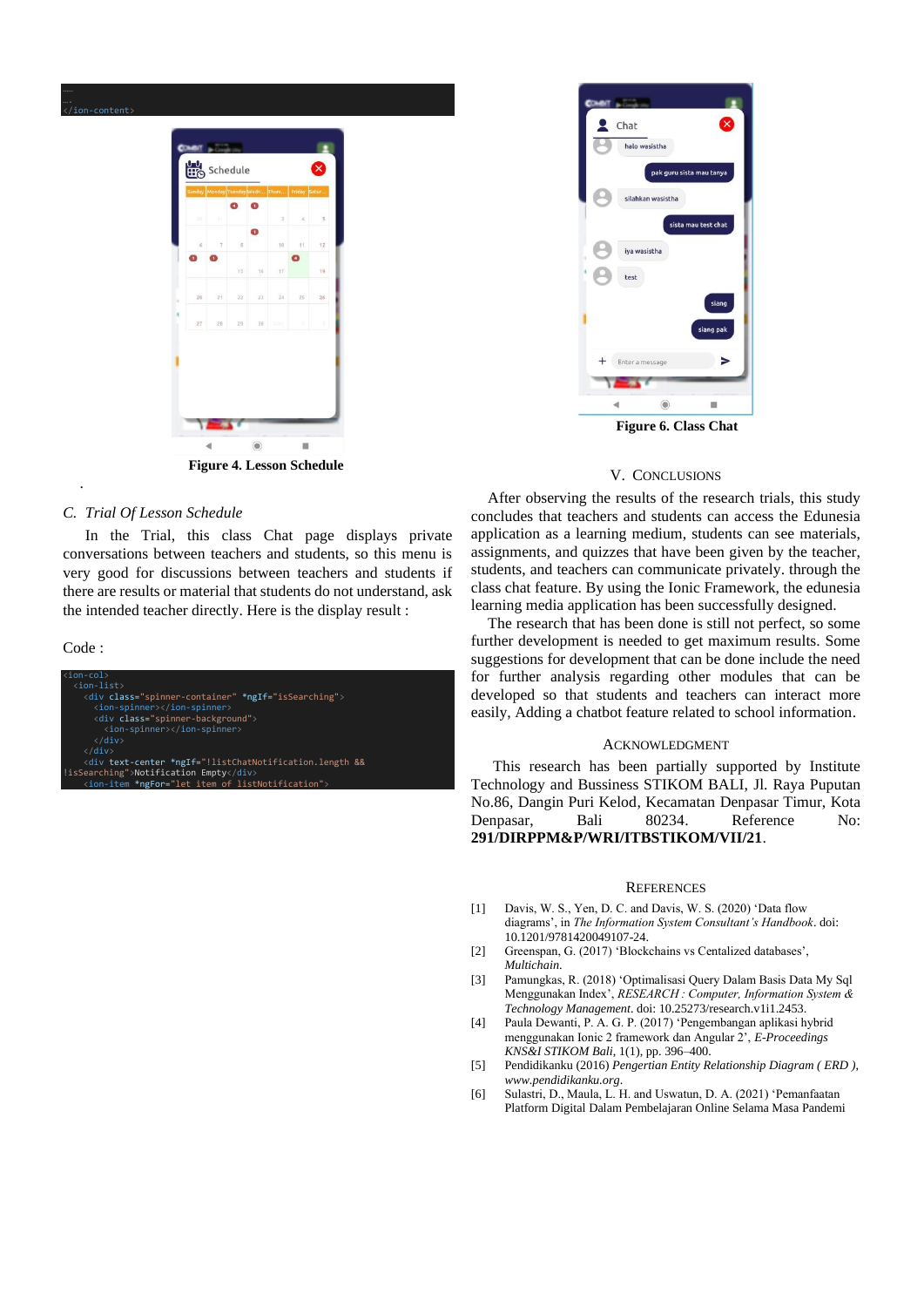```
......
</ion-content>
```

Figure 4. Lesson Schedule

.

### C. *Trial Of Lesson Schedule*

In the Trial, this class Chat page displays private conversations between teachers and students, so this menu is very good for discussions between teachers and students if there are results or material that students do not understand, ask the intended teacher directly. Here is the display result :

Code :

```
<ion-col>
  <ion-list>
    <div class="spinner-container" *ngIf="isSearching">
      <ion-spinner></ion-spinner>
      <div class="spinner-background">
        <ion-spinner></ion-spinner>
      </div>
    </div>
    <div text-center *ngIf="!listChatNotification.length &&
!isSearching">Notification Empty</div>
    <ion-item *ngFor="let item of listNotification">
```

Figure 6. Class Chat

## V. CONCLUSIONS

After observing the results of the research trials, this study concludes that teachers and students can access the Edunesia application as a learning medium, students can see materials, assignments, and quizzes that have been given by the teacher, students, and teachers can communicate privately. through the class chat feature. By using the Ionic Framework, the edunesia learning media application has been successfully designed.

The research that has been done is still not perfect, so some further development is needed to get maximum results. Some suggestions for development that can be done include the need for further analysis regarding other modules that can be developed so that students and teachers can interact more easily, Adding a chatbot feature related to school information.

## ACKNOWLEDGMENT

This research has been partially supported by Institute Technology and Bussiness STIKOM BALI, Jl. Raya Puputan No.86, Dangin Puri Kelod, Kecamatan Denpasar Timur, Kota Denpasar, Bali 80234. Reference No: **291/DIRPPM&P/WRI/ITBSTIKOM/VII/21**.

## REFERENCES

[1] Davis, W. S., Yen, D. C. and Davis, W. S. (2020) 'Data flow diagrams', in *The Information System Consultant's Handbook*. doi: 10.1201/9781420049107-24.

[2] Greenspan, G. (2017) 'Blockchains vs Centalized databases', *Multichain*.

[3] Pamungkas, R. (2018) 'Optimalisasi Query Dalam Basis Data My Sql Menggunakan Index', *RESEARCH : Computer, Information System & Technology Management*. doi: 10.25273/research.v1i1.2453.

[4] Paula Dewanti, P. A. G. P. (2017) 'Pengembangan aplikasi hybrid menggunakan Ionic 2 framework dan Angular 2', *E-Proceedings KNS&I STIKOM Bali*, 1(1), pp. 396–400.

[5] Pendidikanku (2016) *Pengertian Entity Relationship Diagram ( ERD )*, *www.pendidikanku.org*.

[6] Sulastri, D., Maula, L. H. and Uswatun, D. A. (2021) 'Pemanfaatan Platform Digital Dalam Pembelajaran Online Selama Masa Pandemi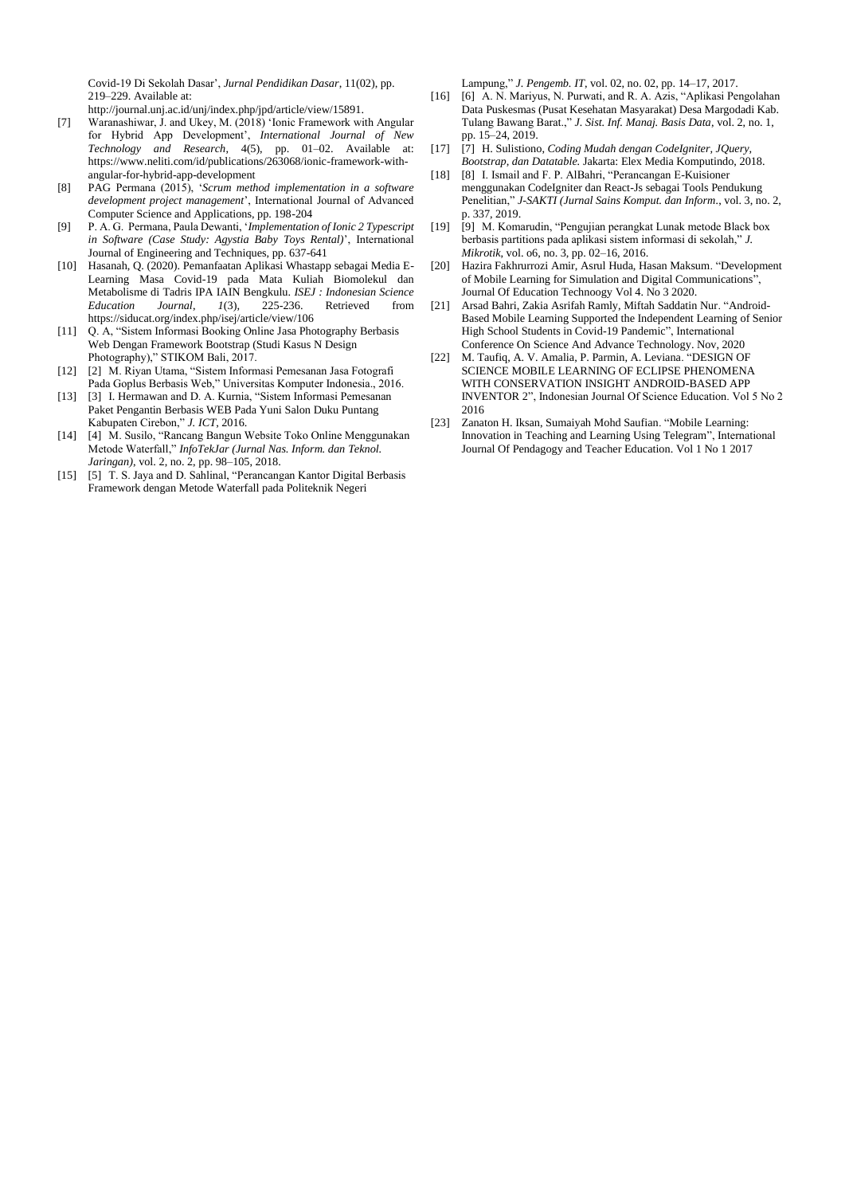Covid-19 Di Sekolah Dasar', *Jurnal Pendidikan Dasar*, 11(02), pp. 219–229. Available at: http://journal.unj.ac.id/unj/index.php/jpd/article/view/15891.

[7] Waranashiwar, J. and Ukey, M. (2018) 'Ionic Framework with Angular for Hybrid App Development', *International Journal of New Technology and Research*, 4(5), pp. 01–02. Available at: https://www.neliti.com/id/publications/263068/ionic-framework-with-angular-for-hybrid-app-development

[8] PAG Permana (2015), '*Scrum method implementation in a software development project management*', International Journal of Advanced Computer Science and Applications, pp. 198-204

[9] P. A. G. Permana, Paula Dewanti, '*Implementation of Ionic 2 Typescript in Software (Case Study: Agystia Baby Toys Rental)*', International Journal of Engineering and Techniques, pp. 637-641

[10] Hasanah, Q. (2020). Pemanfaatan Aplikasi Whastapp sebagai Media E-Learning Masa Covid-19 pada Mata Kuliah Biomolekul dan Metabolisme di Tadris IPA IAIN Bengkulu. *ISEJ : Indonesian Science Education Journal*, *1*(3), 225-236. Retrieved from https://siducat.org/index.php/isej/article/view/106

[11] Q. A, "Sistem Informasi Booking Online Jasa Photography Berbasis Web Dengan Framework Bootstrap (Studi Kasus N Design Photography)," STIKOM Bali, 2017.

[12] [2] M. Riyan Utama, "Sistem Informasi Pemesanan Jasa Fotografi Pada Goplus Berbasis Web," Universitas Komputer Indonesia., 2016.

[13] [3] I. Hermawan and D. A. Kurnia, "Sistem Informasi Pemesanan Paket Pengantin Berbasis WEB Pada Yuni Salon Duku Puntang Kabupaten Cirebon," *J. ICT*, 2016.

[14] [4] M. Susilo, "Rancang Bangun Website Toko Online Menggunakan Metode Waterfall," *InfoTekJar (Jurnal Nas. Inform. dan Teknol. Jaringan)*, vol. 2, no. 2, pp. 98–105, 2018.

[15] [5] T. S. Jaya and D. Sahlinal, "Perancangan Kantor Digital Berbasis Framework dengan Metode Waterfall pada Politeknik Negeri Lampung," *J. Pengemb. IT*, vol. 02, no. 02, pp. 14–17, 2017.

[16] [6] A. N. Mariyus, N. Purwati, and R. A. Azis, "Aplikasi Pengolahan Data Puskesmas (Pusat Kesehatan Masyarakat) Desa Margodadi Kab. Tulang Bawang Barat.," *J. Sist. Inf. Manaj. Basis Data*, vol. 2, no. 1, pp. 15–24, 2019.

[17] [7] H. Sulistiono, *Coding Mudah dengan CodeIgniter, JQuery, Bootstrap, dan Datatable.* Jakarta: Elex Media Komputindo, 2018.

[18] [8] I. Ismail and F. P. AlBahri, "Perancangan E-Kuisioner menggunakan CodeIgniter dan React-Js sebagai Tools Pendukung Penelitian," *J-SAKTI (Jurnal Sains Komput. dan Inform.*, vol. 3, no. 2, p. 337, 2019.

[19] [9] M. Komarudin, "Pengujian perangkat Lunak metode Black box berbasis partitions pada aplikasi sistem informasi di sekolah," *J. Mikrotik*, vol. o6, no. 3, pp. 02–16, 2016.

[20] Hazira Fakhrurrozi Amir, Asrul Huda, Hasan Maksum. "Development of Mobile Learning for Simulation and Digital Communications", Journal Of Education Technoogy Vol 4. No 3 2020.

[21] Arsad Bahri, Zakia Asrifah Ramly, Miftah Saddatin Nur. "Android-Based Mobile Learning Supported the Independent Learning of Senior High School Students in Covid-19 Pandemic", International Conference On Science And Advance Technology. Nov, 2020

[22] M. Taufiq, A. V. Amalia, P. Parmin, A. Leviana. "DESIGN OF SCIENCE MOBILE LEARNING OF ECLIPSE PHENOMENA WITH CONSERVATION INSIGHT ANDROID-BASED APP INVENTOR 2", Indonesian Journal Of Science Education. Vol 5 No 2 2016

[23] Zanaton H. Iksan, Sumaiyah Mohd Saufian. "Mobile Learning: Innovation in Teaching and Learning Using Telegram", International Journal Of Pendagogy and Teacher Education. Vol 1 No 1 2017